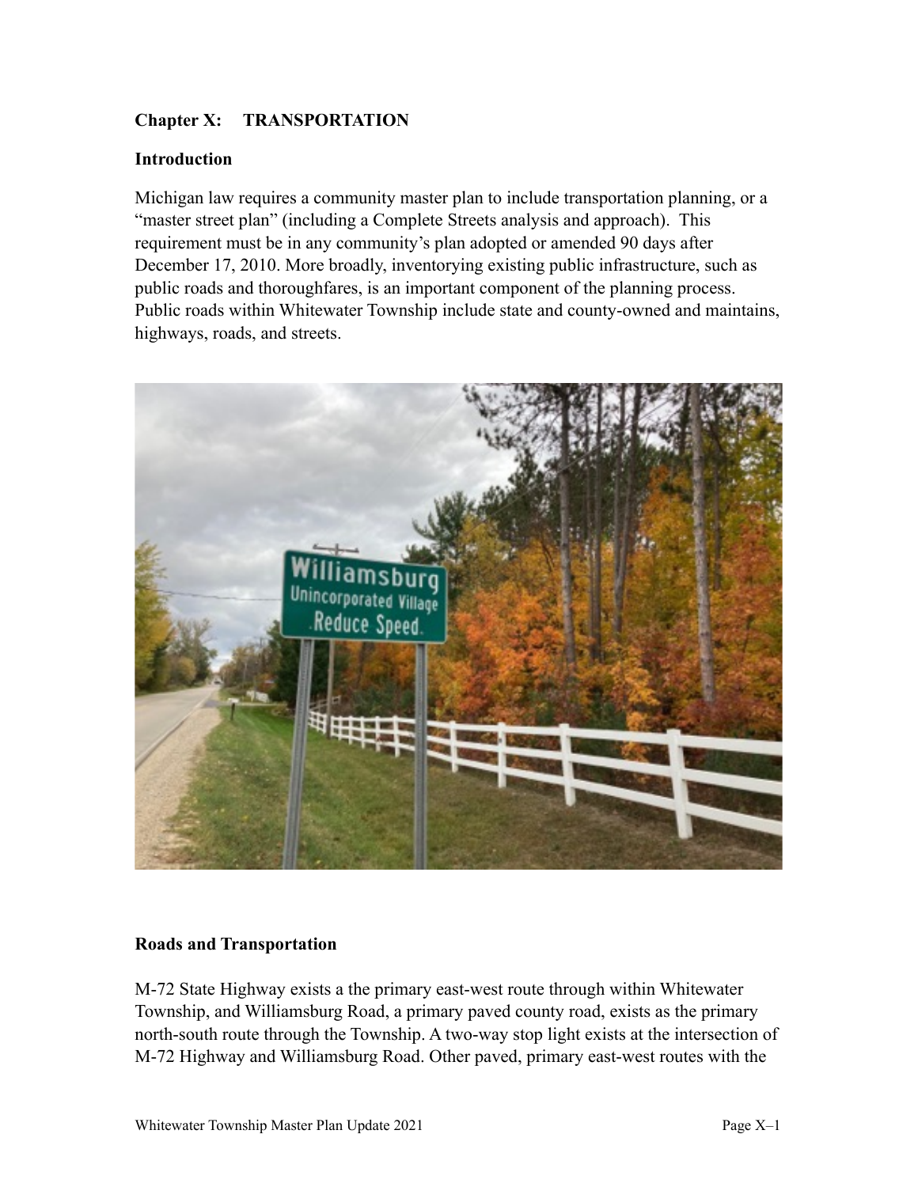**Chapter X: TRANSPORTATION**

**Introduction**

Michigan law requires a community master plan to include transportation planning, or a "master street plan" (including a Complete Streets analysis and approach). This requirement must be in any community's plan adopted or amended 90 days after December 17, 2010. More broadly, inventorying existing public infrastructure, such as public roads and thoroughfares, is an important component of the planning process. Public roads within Whitewater Township include state and county-owned and maintains, highways, roads, and streets.

**Roads and Transportation**

M-72 State Highway exists a the primary east-west route through within Whitewater Township, and Williamsburg Road, a primary paved county road, exists as the primary north-south route through the Township. A two-way stop light exists at the intersection of M-72 Highway and Williamsburg Road. Other paved, primary east-west routes with the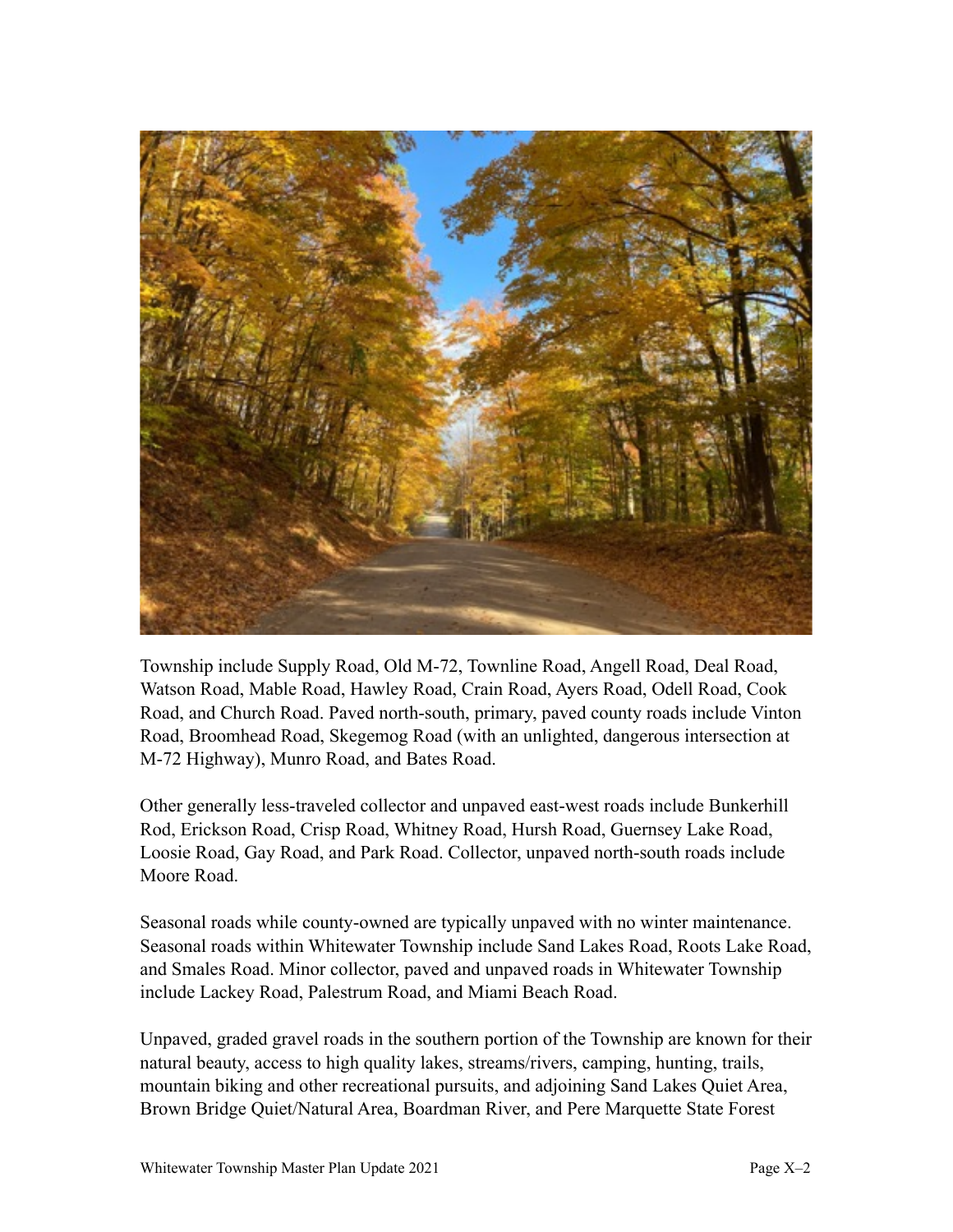Township include Supply Road, Old M-72, Townline Road, Angell Road, Deal Road, Watson Road, Mable Road, Hawley Road, Crain Road, Ayers Road, Odell Road, Cook Road, and Church Road. Paved north-south, primary, paved county roads include Vinton Road, Broomhead Road, Skegemog Road (with an unlighted, dangerous intersection at M-72 Highway), Munro Road, and Bates Road.

Other generally less-traveled collector and unpaved east-west roads include Bunkerhill Rod, Erickson Road, Crisp Road, Whitney Road, Hursh Road, Guernsey Lake Road, Loosie Road, Gay Road, and Park Road. Collector, unpaved north-south roads include Moore Road.

Seasonal roads while county-owned are typically unpaved with no winter maintenance. Seasonal roads within Whitewater Township include Sand Lakes Road, Roots Lake Road, and Smales Road. Minor collector, paved and unpaved roads in Whitewater Township include Lackey Road, Palestrum Road, and Miami Beach Road.

Unpaved, graded gravel roads in the southern portion of the Township are known for their natural beauty, access to high quality lakes, streams/rivers, camping, hunting, trails, mountain biking and other recreational pursuits, and adjoining Sand Lakes Quiet Area, Brown Bridge Quiet/Natural Area, Boardman River, and Pere Marquette State Forest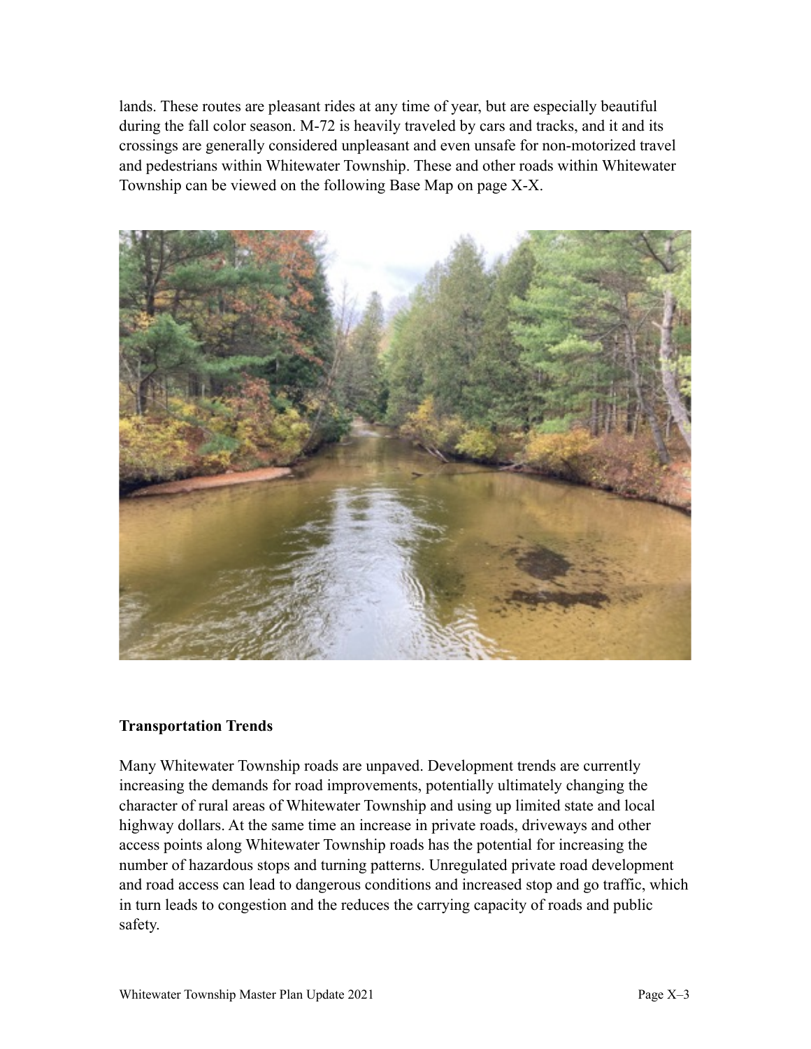lands. These routes are pleasant rides at any time of year, but are especially beautiful during the fall color season. M-72 is heavily traveled by cars and tracks, and it and its crossings are generally considered unpleasant and even unsafe for non-motorized travel and pedestrians within Whitewater Township. These and other roads within Whitewater Township can be viewed on the following Base Map on page X-X.

**Transportation Trends**

Many Whitewater Township roads are unpaved. Development trends are currently increasing the demands for road improvements, potentially ultimately changing the character of rural areas of Whitewater Township and using up limited state and local highway dollars. At the same time an increase in private roads, driveways and other access points along Whitewater Township roads has the potential for increasing the number of hazardous stops and turning patterns. Unregulated private road development and road access can lead to dangerous conditions and increased stop and go traffic, which in turn leads to congestion and the reduces the carrying capacity of roads and public safety.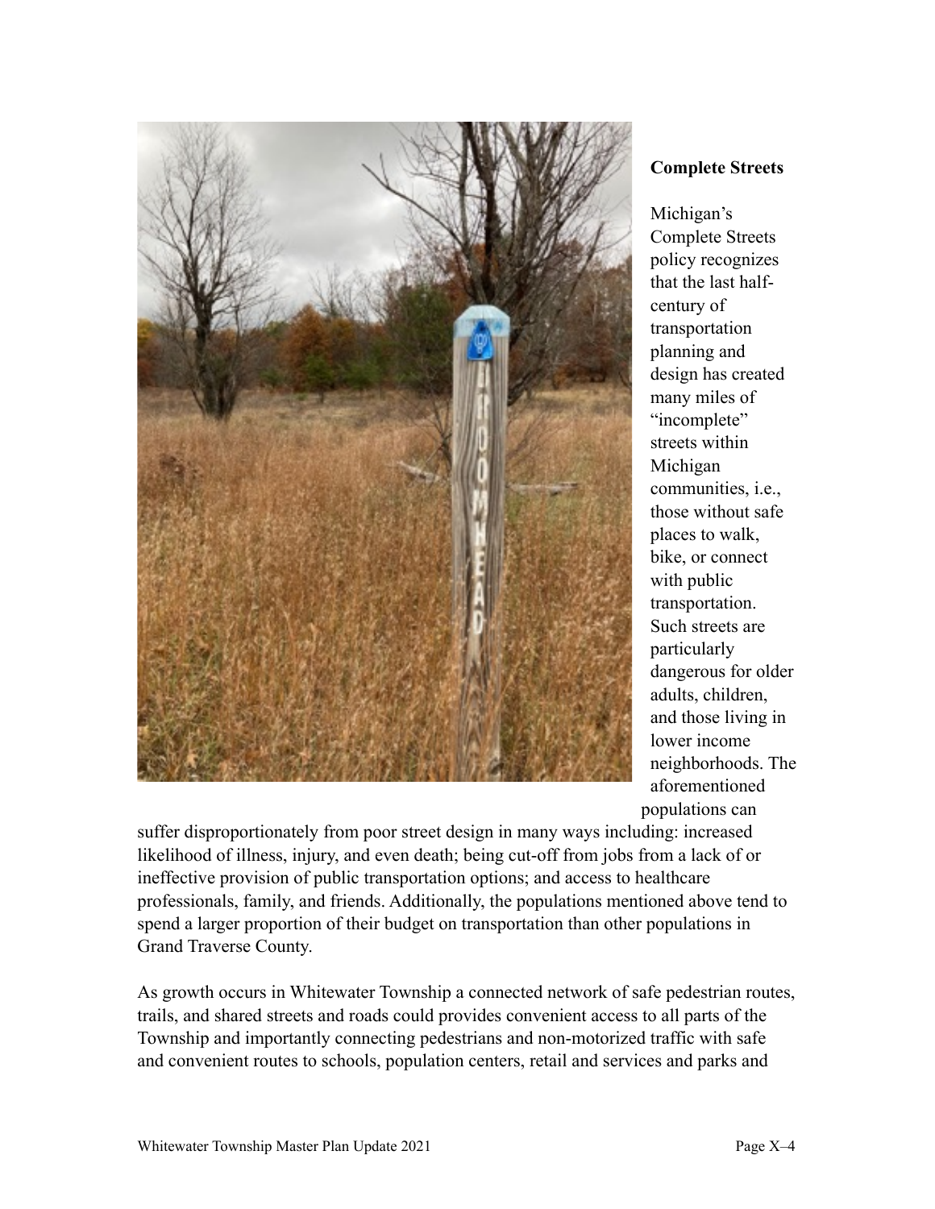## Complete Streets

Michigan's Complete Streets policy recognizes that the last half-century of transportation planning and design has created many miles of "incomplete" streets within Michigan communities, i.e., those without safe places to walk, bike, or connect with public transportation. Such streets are particularly dangerous for older adults, children, and those living in lower income neighborhoods. The aforementioned populations can suffer disproportionately from poor street design in many ways including: increased likelihood of illness, injury, and even death; being cut-off from jobs from a lack of or ineffective provision of public transportation options; and access to healthcare professionals, family, and friends. Additionally, the populations mentioned above tend to spend a larger proportion of their budget on transportation than other populations in Grand Traverse County.

As growth occurs in Whitewater Township a connected network of safe pedestrian routes, trails, and shared streets and roads could provides convenient access to all parts of the Township and importantly connecting pedestrians and non-motorized traffic with safe and convenient routes to schools, population centers, retail and services and parks and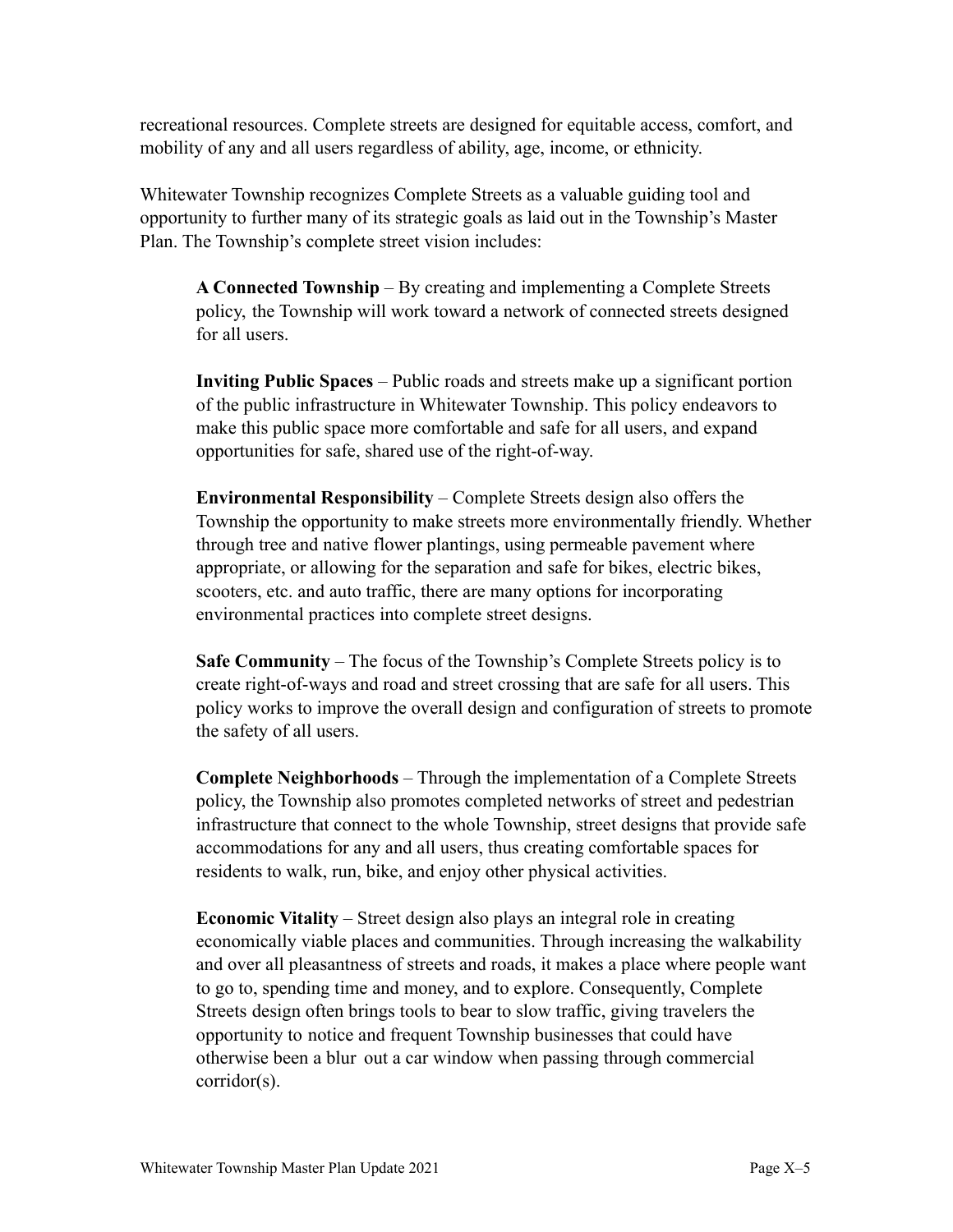recreational resources. Complete streets are designed for equitable access, comfort, and mobility of any and all users regardless of ability, age, income, or ethnicity.

Whitewater Township recognizes Complete Streets as a valuable guiding tool and opportunity to further many of its strategic goals as laid out in the Township's Master Plan. The Township's complete street vision includes:

> **A Connected Township** – By creating and implementing a Complete Streets policy, the Township will work toward a network of connected streets designed for all users.
>
> **Inviting Public Spaces** – Public roads and streets make up a significant portion of the public infrastructure in Whitewater Township. This policy endeavors to make this public space more comfortable and safe for all users, and expand opportunities for safe, shared use of the right-of-way.
>
> **Environmental Responsibility** – Complete Streets design also offers the Township the opportunity to make streets more environmentally friendly. Whether through tree and native flower plantings, using permeable pavement where appropriate, or allowing for the separation and safe for bikes, electric bikes, scooters, etc. and auto traffic, there are many options for incorporating environmental practices into complete street designs.
>
> **Safe Community** – The focus of the Township's Complete Streets policy is to create right-of-ways and road and street crossing that are safe for all users. This policy works to improve the overall design and configuration of streets to promote the safety of all users.
>
> **Complete Neighborhoods** – Through the implementation of a Complete Streets policy, the Township also promotes completed networks of street and pedestrian infrastructure that connect to the whole Township, street designs that provide safe accommodations for any and all users, thus creating comfortable spaces for residents to walk, run, bike, and enjoy other physical activities.
>
> **Economic Vitality** – Street design also plays an integral role in creating economically viable places and communities. Through increasing the walkability and over all pleasantness of streets and roads, it makes a place where people want to go to, spending time and money, and to explore. Consequently, Complete Streets design often brings tools to bear to slow traffic, giving travelers the opportunity to notice and frequent Township businesses that could have otherwise been a blur out a car window when passing through commercial corridor(s).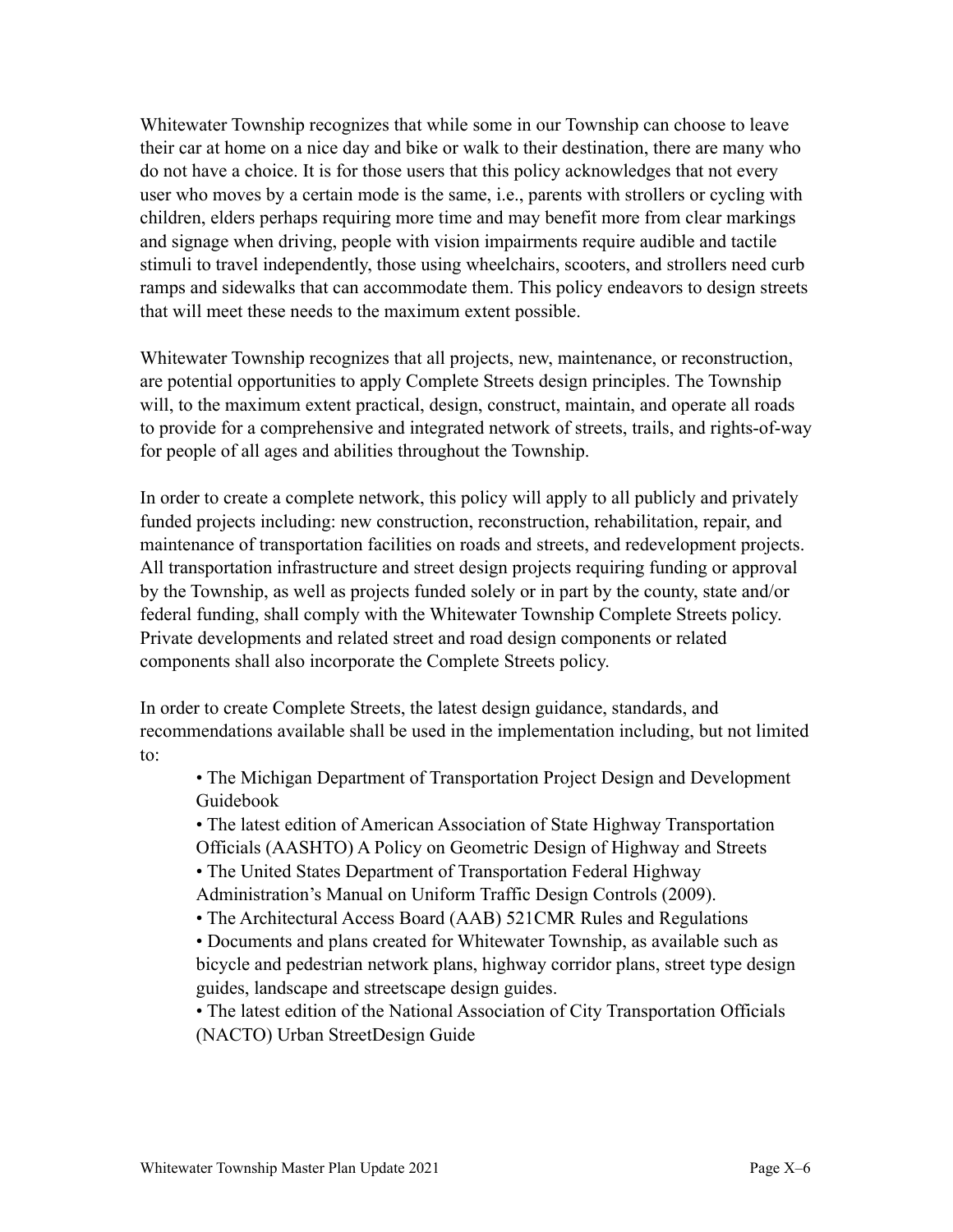Whitewater Township recognizes that while some in our Township can choose to leave their car at home on a nice day and bike or walk to their destination, there are many who do not have a choice. It is for those users that this policy acknowledges that not every user who moves by a certain mode is the same, i.e., parents with strollers or cycling with children, elders perhaps requiring more time and may benefit more from clear markings and signage when driving, people with vision impairments require audible and tactile stimuli to travel independently, those using wheelchairs, scooters, and strollers need curb ramps and sidewalks that can accommodate them. This policy endeavors to design streets that will meet these needs to the maximum extent possible.

Whitewater Township recognizes that all projects, new, maintenance, or reconstruction, are potential opportunities to apply Complete Streets design principles. The Township will, to the maximum extent practical, design, construct, maintain, and operate all roads to provide for a comprehensive and integrated network of streets, trails, and rights-of-way for people of all ages and abilities throughout the Township.

In order to create a complete network, this policy will apply to all publicly and privately funded projects including: new construction, reconstruction, rehabilitation, repair, and maintenance of transportation facilities on roads and streets, and redevelopment projects. All transportation infrastructure and street design projects requiring funding or approval by the Township, as well as projects funded solely or in part by the county, state and/or federal funding, shall comply with the Whitewater Township Complete Streets policy. Private developments and related street and road design components or related components shall also incorporate the Complete Streets policy.

In order to create Complete Streets, the latest design guidance, standards, and recommendations available shall be used in the implementation including, but not limited to:

- The Michigan Department of Transportation Project Design and Development Guidebook
- The latest edition of American Association of State Highway Transportation Officials (AASHTO) A Policy on Geometric Design of Highway and Streets
- The United States Department of Transportation Federal Highway Administration's Manual on Uniform Traffic Design Controls (2009).
- The Architectural Access Board (AAB) 521CMR Rules and Regulations
- Documents and plans created for Whitewater Township, as available such as bicycle and pedestrian network plans, highway corridor plans, street type design guides, landscape and streetscape design guides.
- The latest edition of the National Association of City Transportation Officials (NACTO) Urban StreetDesign Guide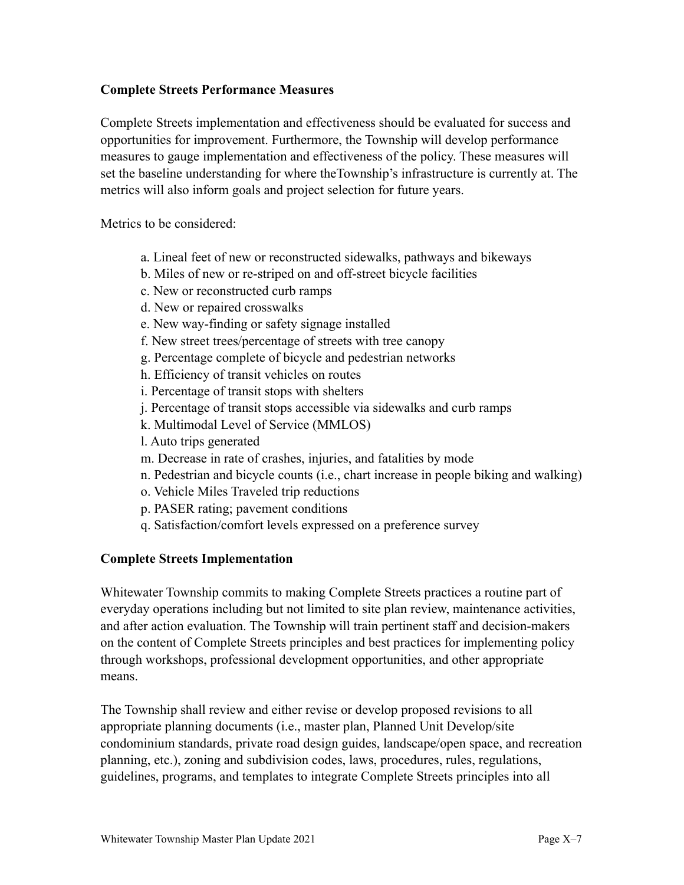**Complete Streets Performance Measures**

Complete Streets implementation and effectiveness should be evaluated for success and opportunities for improvement. Furthermore, the Township will develop performance measures to gauge implementation and effectiveness of the policy. These measures will set the baseline understanding for where theTownship's infrastructure is currently at. The metrics will also inform goals and project selection for future years.

Metrics to be considered:

a. Lineal feet of new or reconstructed sidewalks, pathways and bikeways
b. Miles of new or re-striped on and off-street bicycle facilities
c. New or reconstructed curb ramps
d. New or repaired crosswalks
e. New way-finding or safety signage installed
f. New street trees/percentage of streets with tree canopy
g. Percentage complete of bicycle and pedestrian networks
h. Efficiency of transit vehicles on routes
i. Percentage of transit stops with shelters
j. Percentage of transit stops accessible via sidewalks and curb ramps
k. Multimodal Level of Service (MMLOS)
l. Auto trips generated
m. Decrease in rate of crashes, injuries, and fatalities by mode
n. Pedestrian and bicycle counts (i.e., chart increase in people biking and walking)
o. Vehicle Miles Traveled trip reductions
p. PASER rating; pavement conditions
q. Satisfaction/comfort levels expressed on a preference survey

**Complete Streets Implementation**

Whitewater Township commits to making Complete Streets practices a routine part of everyday operations including but not limited to site plan review, maintenance activities, and after action evaluation. The Township will train pertinent staff and decision-makers on the content of Complete Streets principles and best practices for implementing policy through workshops, professional development opportunities, and other appropriate means.

The Township shall review and either revise or develop proposed revisions to all appropriate planning documents (i.e., master plan, Planned Unit Develop/site condominium standards, private road design guides, landscape/open space, and recreation planning, etc.), zoning and subdivision codes, laws, procedures, rules, regulations, guidelines, programs, and templates to integrate Complete Streets principles into all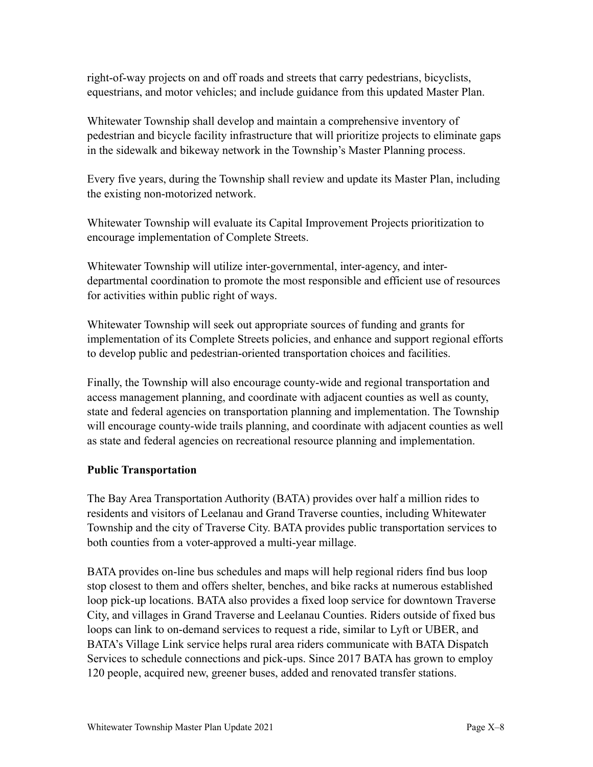right-of-way projects on and off roads and streets that carry pedestrians, bicyclists, equestrians, and motor vehicles; and include guidance from this updated Master Plan.

Whitewater Township shall develop and maintain a comprehensive inventory of pedestrian and bicycle facility infrastructure that will prioritize projects to eliminate gaps in the sidewalk and bikeway network in the Township's Master Planning process.

Every five years, during the Township shall review and update its Master Plan, including the existing non-motorized network.

Whitewater Township will evaluate its Capital Improvement Projects prioritization to encourage implementation of Complete Streets.

Whitewater Township will utilize inter-governmental, inter-agency, and inter-departmental coordination to promote the most responsible and efficient use of resources for activities within public right of ways.

Whitewater Township will seek out appropriate sources of funding and grants for implementation of its Complete Streets policies, and enhance and support regional efforts to develop public and pedestrian-oriented transportation choices and facilities.

Finally, the Township will also encourage county-wide and regional transportation and access management planning, and coordinate with adjacent counties as well as county, state and federal agencies on transportation planning and implementation. The Township will encourage county-wide trails planning, and coordinate with adjacent counties as well as state and federal agencies on recreational resource planning and implementation.

**Public Transportation**

The Bay Area Transportation Authority (BATA) provides over half a million rides to residents and visitors of Leelanau and Grand Traverse counties, including Whitewater Township and the city of Traverse City. BATA provides public transportation services to both counties from a voter-approved a multi-year millage.

BATA provides on-line bus schedules and maps will help regional riders find bus loop stop closest to them and offers shelter, benches, and bike racks at numerous established loop pick-up locations. BATA also provides a fixed loop service for downtown Traverse City, and villages in Grand Traverse and Leelanau Counties. Riders outside of fixed bus loops can link to on-demand services to request a ride, similar to Lyft or UBER, and BATA's Village Link service helps rural area riders communicate with BATA Dispatch Services to schedule connections and pick-ups. Since 2017 BATA has grown to employ 120 people, acquired new, greener buses, added and renovated transfer stations.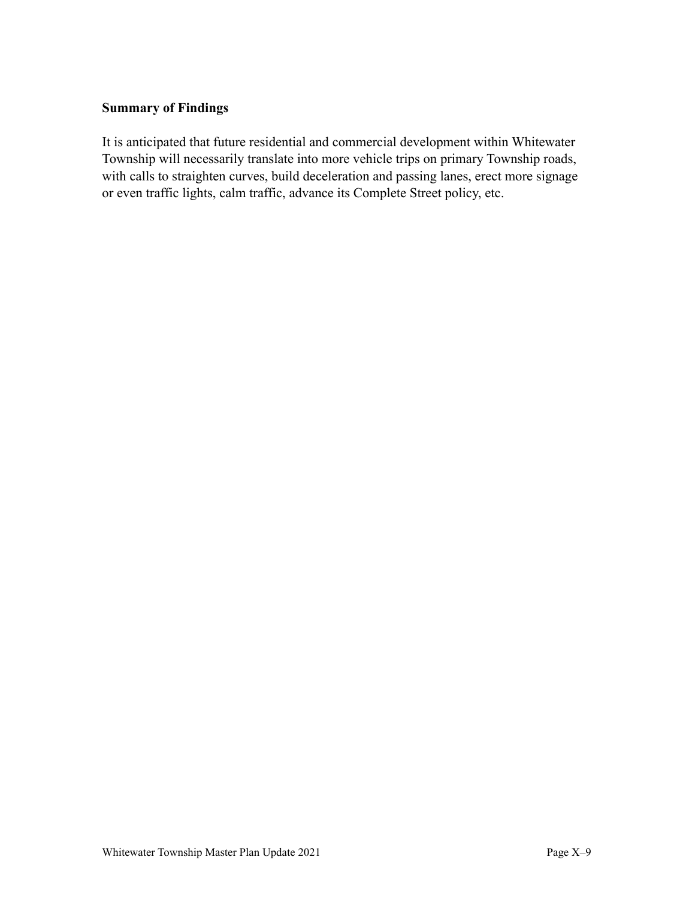**Summary of Findings**

It is anticipated that future residential and commercial development within Whitewater Township will necessarily translate into more vehicle trips on primary Township roads, with calls to straighten curves, build deceleration and passing lanes, erect more signage or even traffic lights, calm traffic, advance its Complete Street policy, etc.